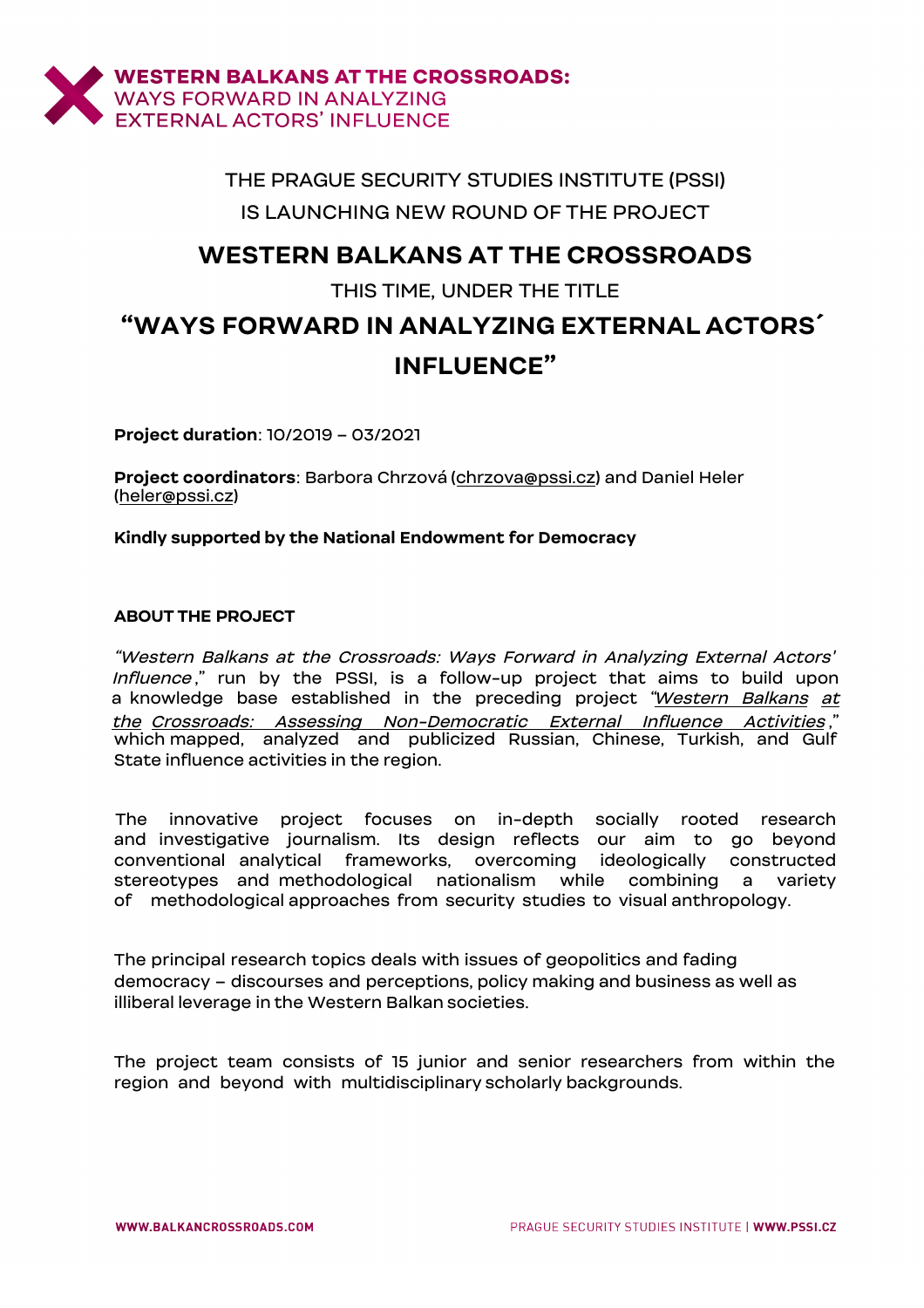**WESTERN BALKANS AT THE CROSSROADS:**
WAYS FORWARD IN ANALYZING
EXTERNAL ACTORS' INFLUENCE

THE PRAGUE SECURITY STUDIES INSTITUTE (PSSI)

IS LAUNCHING NEW ROUND OF THE PROJECT

# WESTERN BALKANS AT THE CROSSROADS

THIS TIME, UNDER THE TITLE

# "WAYS FORWARD IN ANALYZING EXTERNAL ACTORS´ INFLUENCE"

**Project duration**: 10/2019 – 03/2021

**Project coordinators**: Barbora Chrzová (chrzova@pssi.cz) and Daniel Heler (heler@pssi.cz)

**Kindly supported by the National Endowment for Democracy**

**ABOUT THE PROJECT**

*"Western Balkans at the Crossroads: Ways Forward in Analyzing External Actors' Influence*," run by the PSSI, is a follow-up project that aims to build upon a knowledge base established in the preceding project *"Western Balkans at the Crossroads: Assessing Non-Democratic External Influence Activities*," which mapped, analyzed and publicized Russian, Chinese, Turkish, and Gulf State influence activities in the region.

The innovative project focuses on in-depth socially rooted research and investigative journalism. Its design reflects our aim to go beyond conventional analytical frameworks, overcoming ideologically constructed stereotypes and methodological nationalism while combining a variety of methodological approaches from security studies to visual anthropology.

The principal research topics deals with issues of geopolitics and fading democracy – discourses and perceptions, policy making and business as well as illiberal leverage in the Western Balkan societies.

The project team consists of 15 junior and senior researchers from within the region and beyond with multidisciplinary scholarly backgrounds.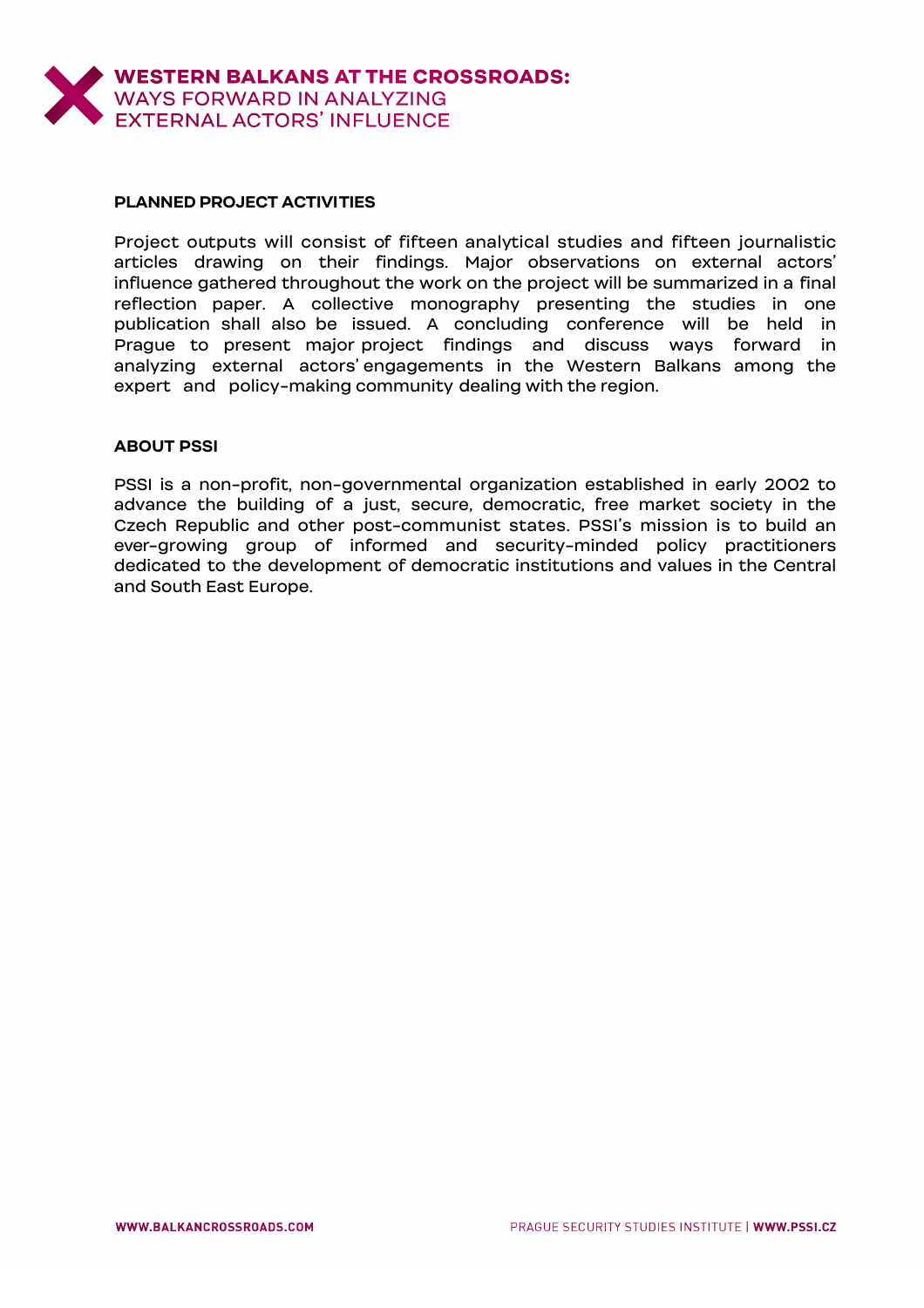## PLANNED PROJECT ACTIVITIES

Project outputs will consist of fifteen analytical studies and fifteen journalistic articles drawing on their findings. Major observations on external actors' influence gathered throughout the work on the project will be summarized in a final reflection paper. A collective monography presenting the studies in one publication shall also be issued. A concluding conference will be held in Prague to present major project findings and discuss ways forward in analyzing external actors' engagements in the Western Balkans among the expert and policy-making community dealing with the region.

## ABOUT PSSI

PSSI is a non-profit, non-governmental organization established in early 2002 to advance the building of a just, secure, democratic, free market society in the Czech Republic and other post-communist states. PSSI's mission is to build an ever-growing group of informed and security-minded policy practitioners dedicated to the development of democratic institutions and values in the Central and South East Europe.